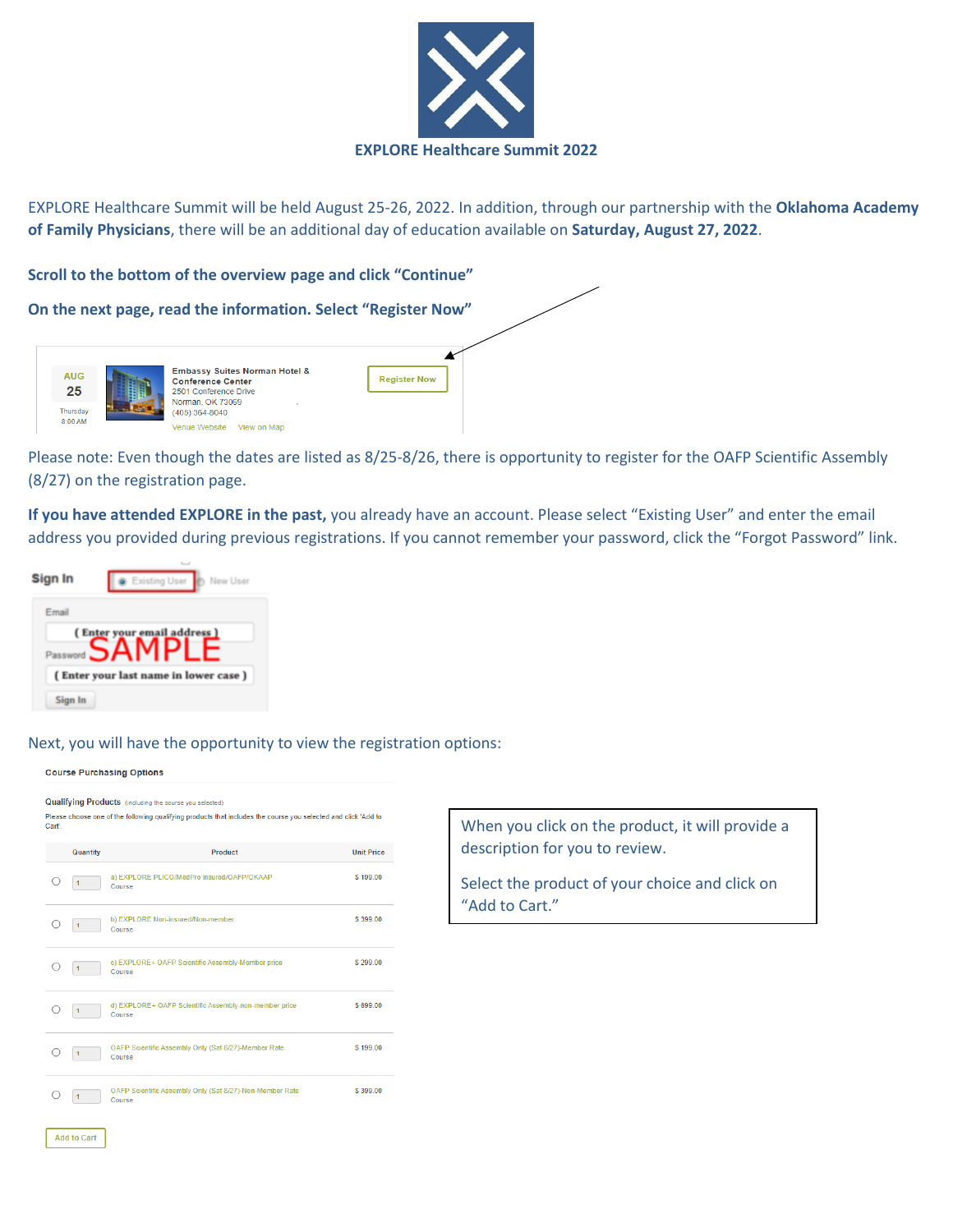**EXPLORE Healthcare Summit 2022**

EXPLORE Healthcare Summit will be held August 25-26, 2022. In addition, through our partnership with the **Oklahoma Academy of Family Physicians**, there will be an additional day of education available on **Saturday, August 27, 2022**.

**Scroll to the bottom of the overview page and click "Continue"**

**On the next page, read the information. Select "Register Now"**

AUG
25
Thursday
8:00 AM

Embassy Suites Norman Hotel & Conference Center
2501 Conference Drive
Norman, OK 73069
(405) 364-8040
Venue Website View on Map

Register Now

Please note: Even though the dates are listed as 8/25-8/26, there is opportunity to register for the OAFP Scientific Assembly (8/27) on the registration page.

**If you have attended EXPLORE in the past,** you already have an account. Please select "Existing User" and enter the email address you provided during previous registrations. If you cannot remember your password, click the "Forgot Password" link.

Sign In

Existing User New User

Email
( Enter your email address )
Password
SAMPLE
( Enter your last name in lower case )
Sign In

Next, you will have the opportunity to view the registration options:

Course Purchasing Options

Qualifying Products (including the course you selected)

Please choose one of the following qualifying products that includes the course you selected and click 'Add to Cart'.

| Quantity | Product | Unit Price |
|---|---|---|
| 1 | a) EXPLORE PLICO/MedPro Insured/OAFP/OKAAP Course | $ 199.00 |
| 1 | b) EXPLORE Non-insured/Non-member Course | $ 399.00 |
| 1 | c) EXPLORE+ OAFP Scientific Assembly-Member price Course | $ 299.00 |
| 1 | d) EXPLORE+ OAFP Scientific Assembly-non-member price Course | $ 699.00 |
| 1 | OAFP Scientific Assembly Only (Sat 8/27)-Member Rate Course | $ 199.00 |
| 1 | OAFP Scientific Assembly Only (Sat 8/27)-Non-Member Rate Course | $ 399.00 |

Add to Cart

When you click on the product, it will provide a description for you to review.

Select the product of your choice and click on "Add to Cart."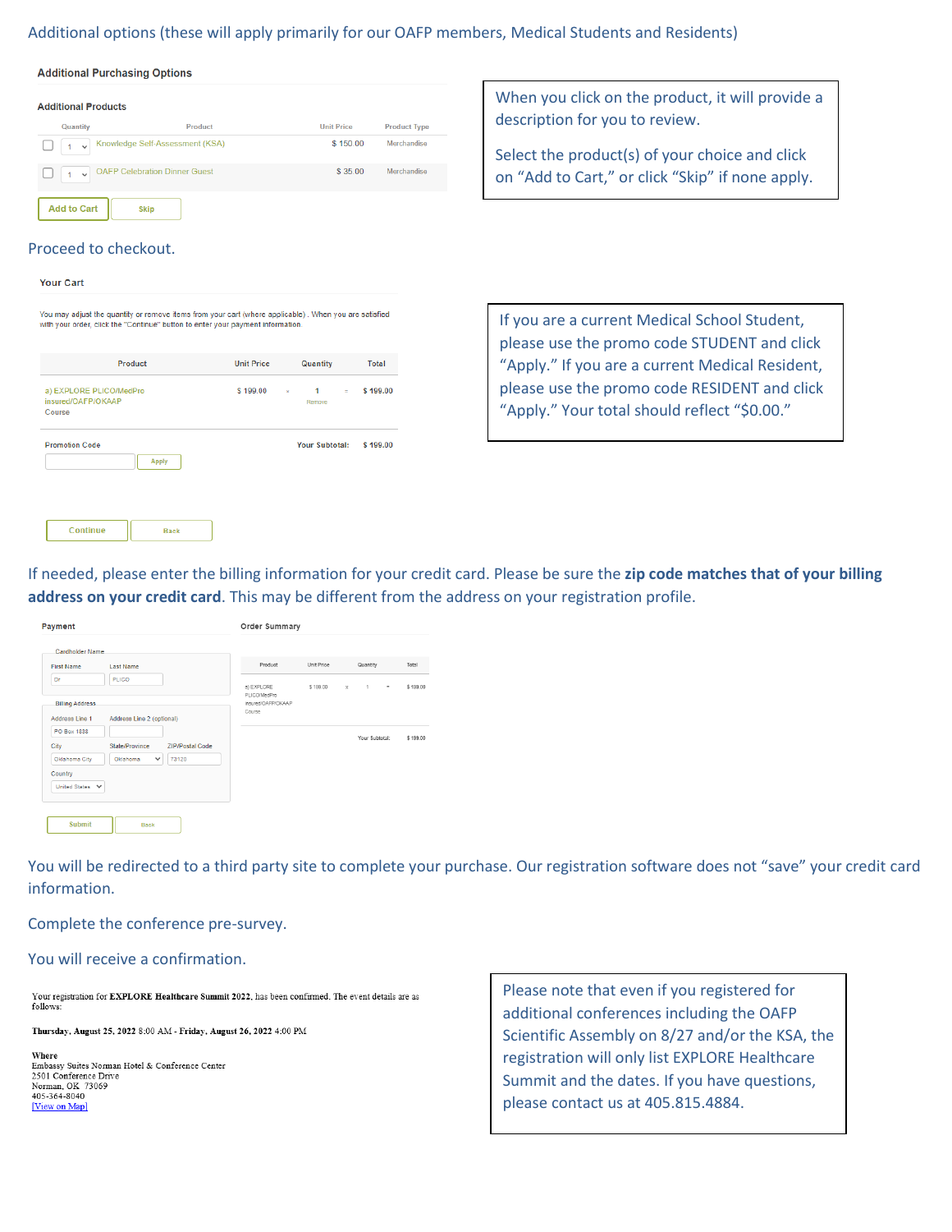Additional options (these will apply primarily for our OAFP members, Medical Students and Residents)

**Additional Purchasing Options**

**Additional Products**

| | Quantity | Product | Unit Price | Product Type |
|---|---|---|---|---|
| ☐ | 1 | Knowledge Self-Assessment (KSA) | $ 150.00 | Merchandise |
| ☐ | 1 | OAFP Celebration Dinner Guest | $ 35.00 | Merchandise |

Add to Cart | Skip

When you click on the product, it will provide a description for you to review.

Select the product(s) of your choice and click on "Add to Cart," or click "Skip" if none apply.

Proceed to checkout.

**Your Cart**

You may adjust the quantity or remove items from your cart (where applicable). When you are satisfied with your order, click the "Continue" button to enter your payment information.

| Product | Unit Price | | Quantity | | Total |
|---|---|---|---|---|---|
| a) EXPLORE PLICO/MedPro insured/OAFP/OKAAP Course | $ 199.00 | x | 1 (Remove) | = | $ 199.00 |

Promotion Code [ ] Apply

Your Subtotal: $ 199.00

Continue | Back

If you are a current Medical School Student, please use the promo code STUDENT and click "Apply." If you are a current Medical Resident, please use the promo code RESIDENT and click "Apply." Your total should reflect "$0.00."

If needed, please enter the billing information for your credit card. Please be sure the **zip code matches that of your billing address on your credit card**. This may be different from the address on your registration profile.

**Payment**

Cardholder Name

First Name: Dr
Last Name: PLICO

Billing Address

Address Line 1: PO Box 1888
Address Line 2 (optional):
City: Oklahoma City
State/Province: Oklahoma
ZIP/Postal Code: 73120
Country: United States

Submit | Back

**Order Summary**

| Product | Unit Price | | Quantity | | Total |
|---|---|---|---|---|---|
| a) EXPLORE PLICO/MedPro insured/OAFP/OKAAP Course | $ 199.00 | x | 1 | = | $ 199.00 |

Your Subtotal: $ 199.00

You will be redirected to a third party site to complete your purchase. Our registration software does not "save" your credit card information.

Complete the conference pre-survey.

You will receive a confirmation.

Your registration for **EXPLORE Healthcare Summit 2022**, has been confirmed. The event details are as follows:

**Thursday, August 25, 2022** 8:00 AM - **Friday, August 26, 2022** 4:00 PM

**Where**
Embassy Suites Norman Hotel & Conference Center
2501 Conference Drive
Norman, OK 73069
405-364-8040
[View on Map]

Please note that even if you registered for additional conferences including the OAFP Scientific Assembly on 8/27 and/or the KSA, the registration will only list EXPLORE Healthcare Summit and the dates. If you have questions, please contact us at 405.815.4884.